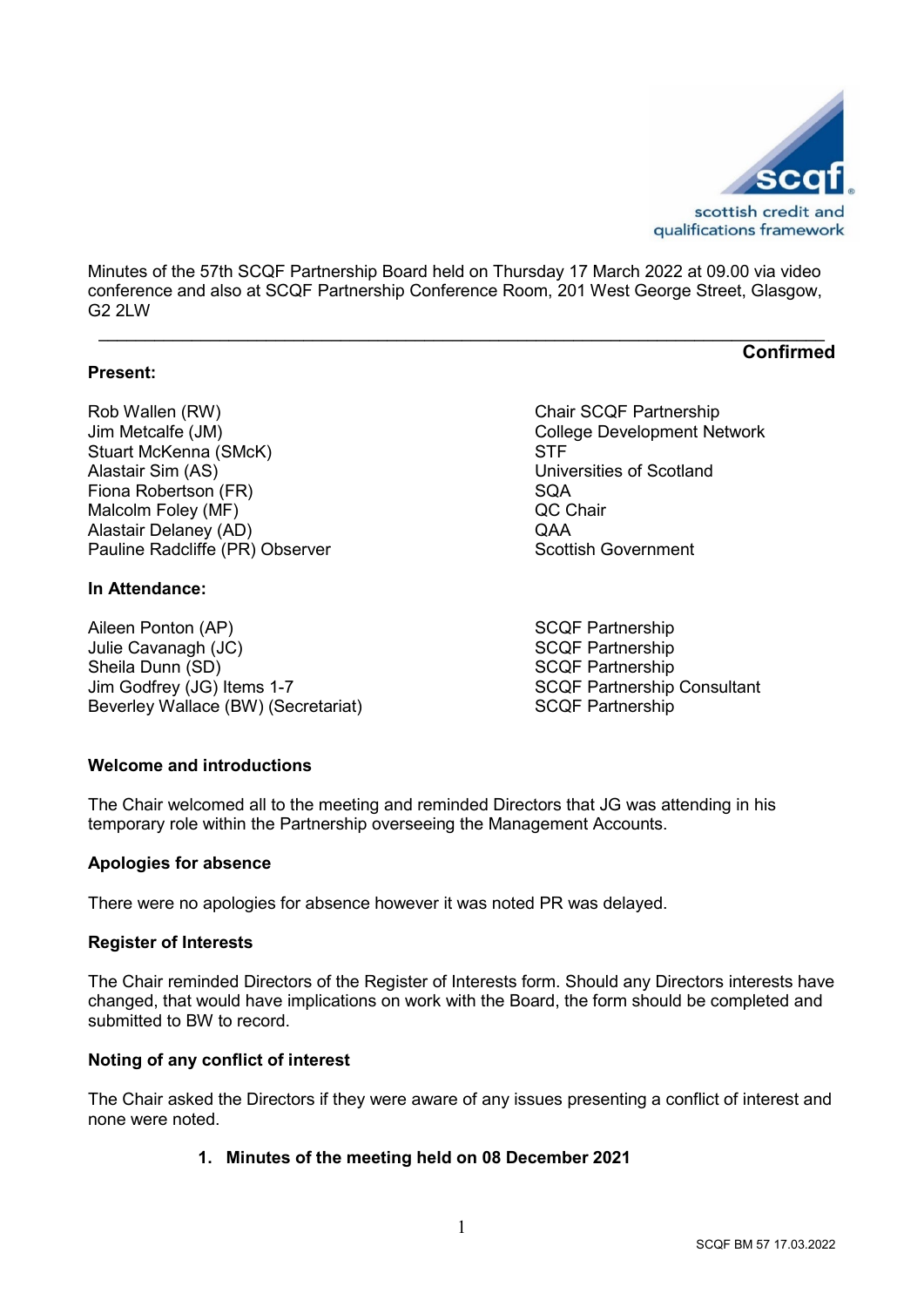Minutes of the 57th SCQF Partnership Board held on Thursday 17 March 2022 at 09.00 via video conference and also at SCQF Partnership Conference Room, 201 West George Street, Glasgow, G2 2LW

---

**Confirmed**

**Present:**

| | |
|---|---|
| Rob Wallen (RW) | Chair SCQF Partnership |
| Jim Metcalfe (JM) | College Development Network |
| Stuart McKenna (SMcK) | STF |
| Alastair Sim (AS) | Universities of Scotland |
| Fiona Robertson (FR) | SQA |
| Malcolm Foley (MF) | QC Chair |
| Alastair Delaney (AD) | QAA |
| Pauline Radcliffe (PR) Observer | Scottish Government |

**In Attendance:**

| | |
|---|---|
| Aileen Ponton (AP) | SCQF Partnership |
| Julie Cavanagh (JC) | SCQF Partnership |
| Sheila Dunn (SD) | SCQF Partnership |
| Jim Godfrey (JG) Items 1-7 | SCQF Partnership Consultant |
| Beverley Wallace (BW) (Secretariat) | SCQF Partnership |

**Welcome and introductions**

The Chair welcomed all to the meeting and reminded Directors that JG was attending in his temporary role within the Partnership overseeing the Management Accounts.

**Apologies for absence**

There were no apologies for absence however it was noted PR was delayed.

**Register of Interests**

The Chair reminded Directors of the Register of Interests form. Should any Directors interests have changed, that would have implications on work with the Board, the form should be completed and submitted to BW to record.

**Noting of any conflict of interest**

The Chair asked the Directors if they were aware of any issues presenting a conflict of interest and none were noted.

1. **Minutes of the meeting held on 08 December 2021**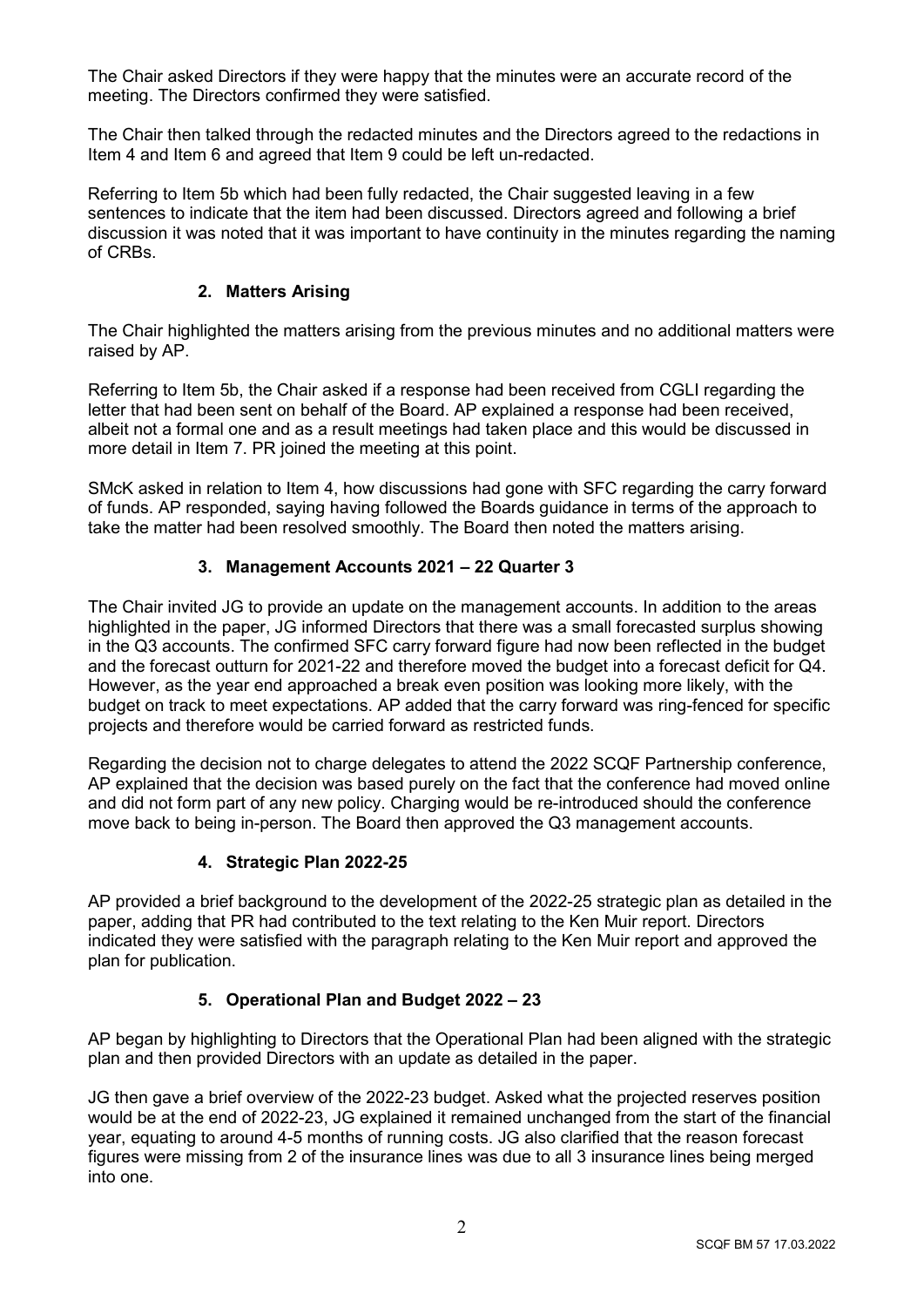The Chair asked Directors if they were happy that the minutes were an accurate record of the meeting. The Directors confirmed they were satisfied.

The Chair then talked through the redacted minutes and the Directors agreed to the redactions in Item 4 and Item 6 and agreed that Item 9 could be left un-redacted.

Referring to Item 5b which had been fully redacted, the Chair suggested leaving in a few sentences to indicate that the item had been discussed. Directors agreed and following a brief discussion it was noted that it was important to have continuity in the minutes regarding the naming of CRBs.

## 2. Matters Arising

The Chair highlighted the matters arising from the previous minutes and no additional matters were raised by AP.

Referring to Item 5b, the Chair asked if a response had been received from CGLI regarding the letter that had been sent on behalf of the Board. AP explained a response had been received, albeit not a formal one and as a result meetings had taken place and this would be discussed in more detail in Item 7. PR joined the meeting at this point.

SMcK asked in relation to Item 4, how discussions had gone with SFC regarding the carry forward of funds. AP responded, saying having followed the Boards guidance in terms of the approach to take the matter had been resolved smoothly. The Board then noted the matters arising.

## 3. Management Accounts 2021 – 22 Quarter 3

The Chair invited JG to provide an update on the management accounts. In addition to the areas highlighted in the paper, JG informed Directors that there was a small forecasted surplus showing in the Q3 accounts. The confirmed SFC carry forward figure had now been reflected in the budget and the forecast outturn for 2021-22 and therefore moved the budget into a forecast deficit for Q4. However, as the year end approached a break even position was looking more likely, with the budget on track to meet expectations. AP added that the carry forward was ring-fenced for specific projects and therefore would be carried forward as restricted funds.

Regarding the decision not to charge delegates to attend the 2022 SCQF Partnership conference, AP explained that the decision was based purely on the fact that the conference had moved online and did not form part of any new policy. Charging would be re-introduced should the conference move back to being in-person. The Board then approved the Q3 management accounts.

## 4. Strategic Plan 2022-25

AP provided a brief background to the development of the 2022-25 strategic plan as detailed in the paper, adding that PR had contributed to the text relating to the Ken Muir report. Directors indicated they were satisfied with the paragraph relating to the Ken Muir report and approved the plan for publication.

## 5. Operational Plan and Budget 2022 – 23

AP began by highlighting to Directors that the Operational Plan had been aligned with the strategic plan and then provided Directors with an update as detailed in the paper.

JG then gave a brief overview of the 2022-23 budget. Asked what the projected reserves position would be at the end of 2022-23, JG explained it remained unchanged from the start of the financial year, equating to around 4-5 months of running costs. JG also clarified that the reason forecast figures were missing from 2 of the insurance lines was due to all 3 insurance lines being merged into one.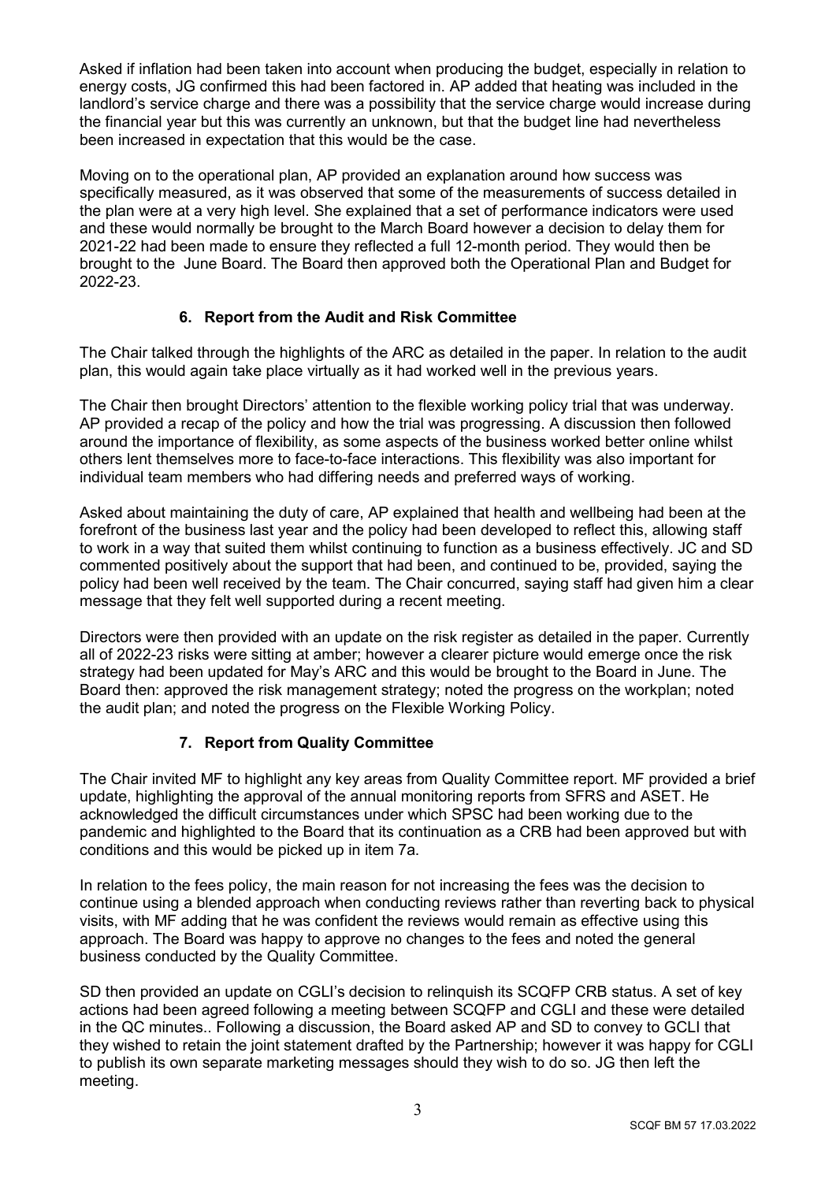Asked if inflation had been taken into account when producing the budget, especially in relation to energy costs, JG confirmed this had been factored in. AP added that heating was included in the landlord's service charge and there was a possibility that the service charge would increase during the financial year but this was currently an unknown, but that the budget line had nevertheless been increased in expectation that this would be the case.

Moving on to the operational plan, AP provided an explanation around how success was specifically measured, as it was observed that some of the measurements of success detailed in the plan were at a very high level. She explained that a set of performance indicators were used and these would normally be brought to the March Board however a decision to delay them for 2021-22 had been made to ensure they reflected a full 12-month period. They would then be brought to the June Board. The Board then approved both the Operational Plan and Budget for 2022-23.

## 6. Report from the Audit and Risk Committee

The Chair talked through the highlights of the ARC as detailed in the paper. In relation to the audit plan, this would again take place virtually as it had worked well in the previous years.

The Chair then brought Directors' attention to the flexible working policy trial that was underway. AP provided a recap of the policy and how the trial was progressing. A discussion then followed around the importance of flexibility, as some aspects of the business worked better online whilst others lent themselves more to face-to-face interactions. This flexibility was also important for individual team members who had differing needs and preferred ways of working.

Asked about maintaining the duty of care, AP explained that health and wellbeing had been at the forefront of the business last year and the policy had been developed to reflect this, allowing staff to work in a way that suited them whilst continuing to function as a business effectively. JC and SD commented positively about the support that had been, and continued to be, provided, saying the policy had been well received by the team. The Chair concurred, saying staff had given him a clear message that they felt well supported during a recent meeting.

Directors were then provided with an update on the risk register as detailed in the paper. Currently all of 2022-23 risks were sitting at amber; however a clearer picture would emerge once the risk strategy had been updated for May's ARC and this would be brought to the Board in June. The Board then: approved the risk management strategy; noted the progress on the workplan; noted the audit plan; and noted the progress on the Flexible Working Policy.

## 7. Report from Quality Committee

The Chair invited MF to highlight any key areas from Quality Committee report. MF provided a brief update, highlighting the approval of the annual monitoring reports from SFRS and ASET. He acknowledged the difficult circumstances under which SPSC had been working due to the pandemic and highlighted to the Board that its continuation as a CRB had been approved but with conditions and this would be picked up in item 7a.

In relation to the fees policy, the main reason for not increasing the fees was the decision to continue using a blended approach when conducting reviews rather than reverting back to physical visits, with MF adding that he was confident the reviews would remain as effective using this approach. The Board was happy to approve no changes to the fees and noted the general business conducted by the Quality Committee.

SD then provided an update on CGLI's decision to relinquish its SCQFP CRB status. A set of key actions had been agreed following a meeting between SCQFP and CGLI and these were detailed in the QC minutes.. Following a discussion, the Board asked AP and SD to convey to GCLI that they wished to retain the joint statement drafted by the Partnership; however it was happy for CGLI to publish its own separate marketing messages should they wish to do so. JG then left the meeting.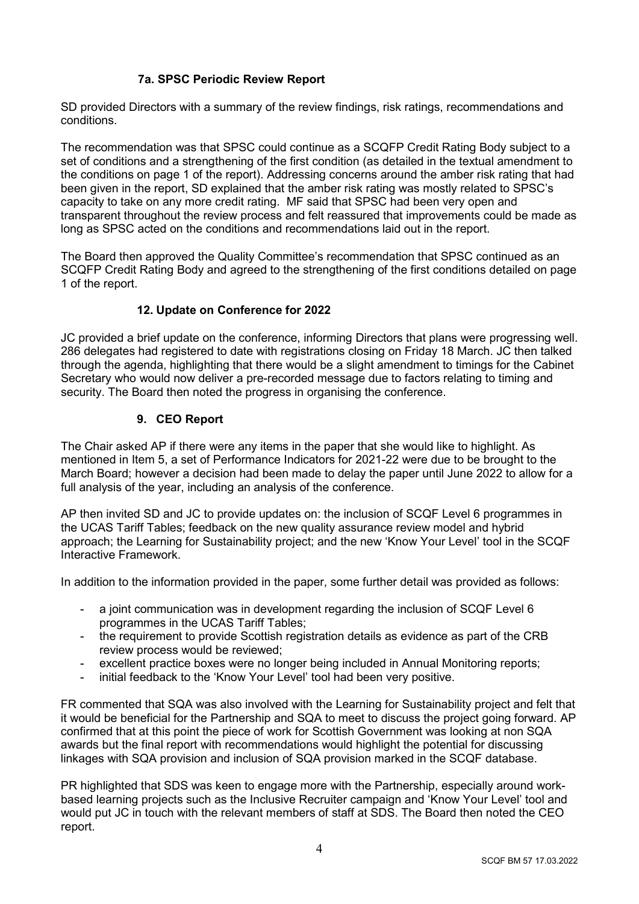### 7a. SPSC Periodic Review Report

SD provided Directors with a summary of the review findings, risk ratings, recommendations and conditions.

The recommendation was that SPSC could continue as a SCQFP Credit Rating Body subject to a set of conditions and a strengthening of the first condition (as detailed in the textual amendment to the conditions on page 1 of the report). Addressing concerns around the amber risk rating that had been given in the report, SD explained that the amber risk rating was mostly related to SPSC's capacity to take on any more credit rating. MF said that SPSC had been very open and transparent throughout the review process and felt reassured that improvements could be made as long as SPSC acted on the conditions and recommendations laid out in the report.

The Board then approved the Quality Committee's recommendation that SPSC continued as an SCQFP Credit Rating Body and agreed to the strengthening of the first conditions detailed on page 1 of the report.

### 12. Update on Conference for 2022

JC provided a brief update on the conference, informing Directors that plans were progressing well. 286 delegates had registered to date with registrations closing on Friday 18 March. JC then talked through the agenda, highlighting that there would be a slight amendment to timings for the Cabinet Secretary who would now deliver a pre-recorded message due to factors relating to timing and security. The Board then noted the progress in organising the conference.

### 9. CEO Report

The Chair asked AP if there were any items in the paper that she would like to highlight. As mentioned in Item 5, a set of Performance Indicators for 2021-22 were due to be brought to the March Board; however a decision had been made to delay the paper until June 2022 to allow for a full analysis of the year, including an analysis of the conference.

AP then invited SD and JC to provide updates on: the inclusion of SCQF Level 6 programmes in the UCAS Tariff Tables; feedback on the new quality assurance review model and hybrid approach; the Learning for Sustainability project; and the new 'Know Your Level' tool in the SCQF Interactive Framework.

In addition to the information provided in the paper, some further detail was provided as follows:

- a joint communication was in development regarding the inclusion of SCQF Level 6 programmes in the UCAS Tariff Tables;
- the requirement to provide Scottish registration details as evidence as part of the CRB review process would be reviewed;
- excellent practice boxes were no longer being included in Annual Monitoring reports;
- initial feedback to the 'Know Your Level' tool had been very positive.

FR commented that SQA was also involved with the Learning for Sustainability project and felt that it would be beneficial for the Partnership and SQA to meet to discuss the project going forward. AP confirmed that at this point the piece of work for Scottish Government was looking at non SQA awards but the final report with recommendations would highlight the potential for discussing linkages with SQA provision and inclusion of SQA provision marked in the SCQF database.

PR highlighted that SDS was keen to engage more with the Partnership, especially around work-based learning projects such as the Inclusive Recruiter campaign and 'Know Your Level' tool and would put JC in touch with the relevant members of staff at SDS. The Board then noted the CEO report.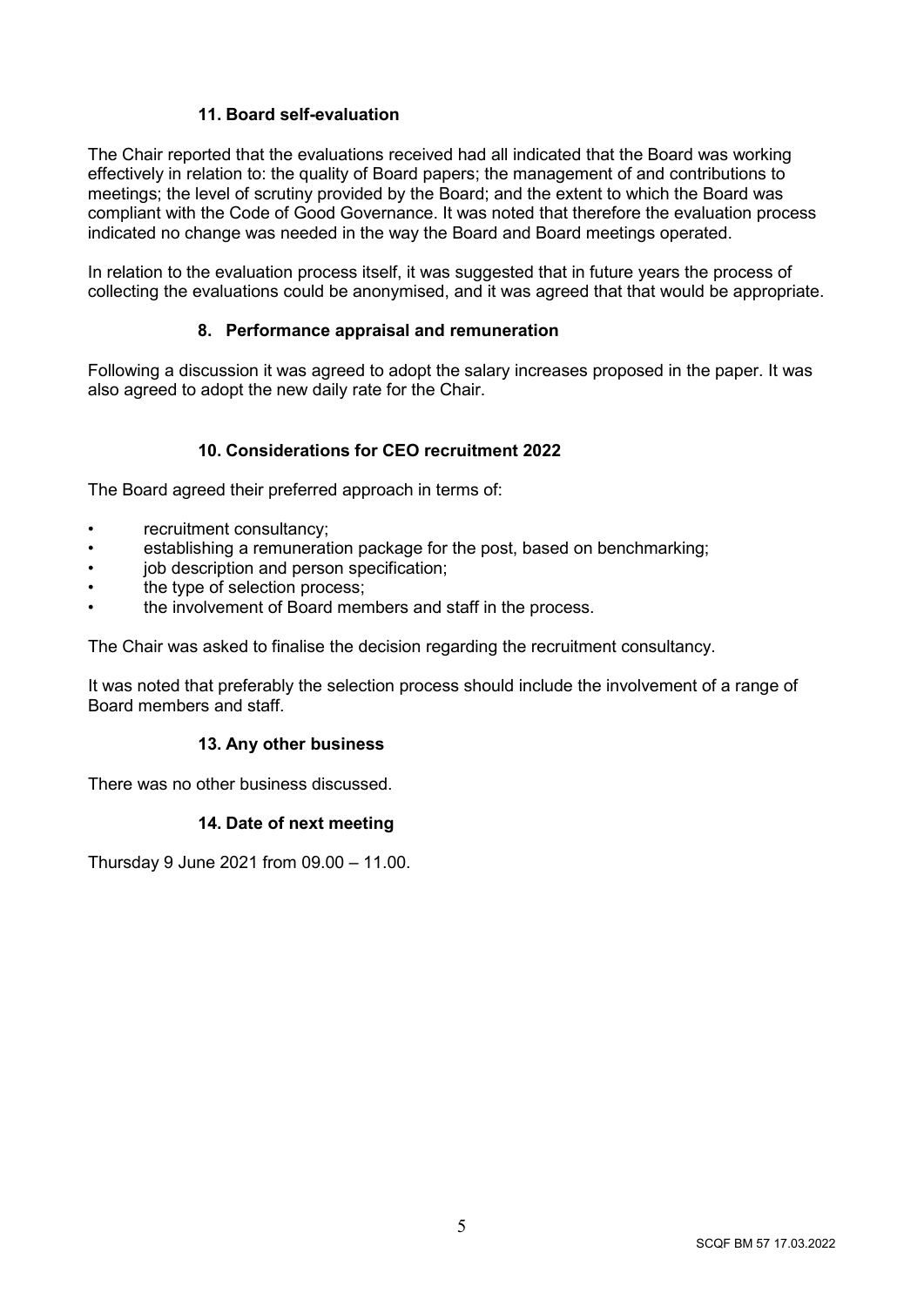### 11. Board self-evaluation

The Chair reported that the evaluations received had all indicated that the Board was working effectively in relation to: the quality of Board papers; the management of and contributions to meetings; the level of scrutiny provided by the Board; and the extent to which the Board was compliant with the Code of Good Governance. It was noted that therefore the evaluation process indicated no change was needed in the way the Board and Board meetings operated.

In relation to the evaluation process itself, it was suggested that in future years the process of collecting the evaluations could be anonymised, and it was agreed that that would be appropriate.

### 8. Performance appraisal and remuneration

Following a discussion it was agreed to adopt the salary increases proposed in the paper. It was also agreed to adopt the new daily rate for the Chair.

### 10. Considerations for CEO recruitment 2022

The Board agreed their preferred approach in terms of:

- recruitment consultancy;
- establishing a remuneration package for the post, based on benchmarking;
- job description and person specification;
- the type of selection process;
- the involvement of Board members and staff in the process.

The Chair was asked to finalise the decision regarding the recruitment consultancy.

It was noted that preferably the selection process should include the involvement of a range of Board members and staff.

### 13. Any other business

There was no other business discussed.

### 14. Date of next meeting

Thursday 9 June 2021 from 09.00 – 11.00.